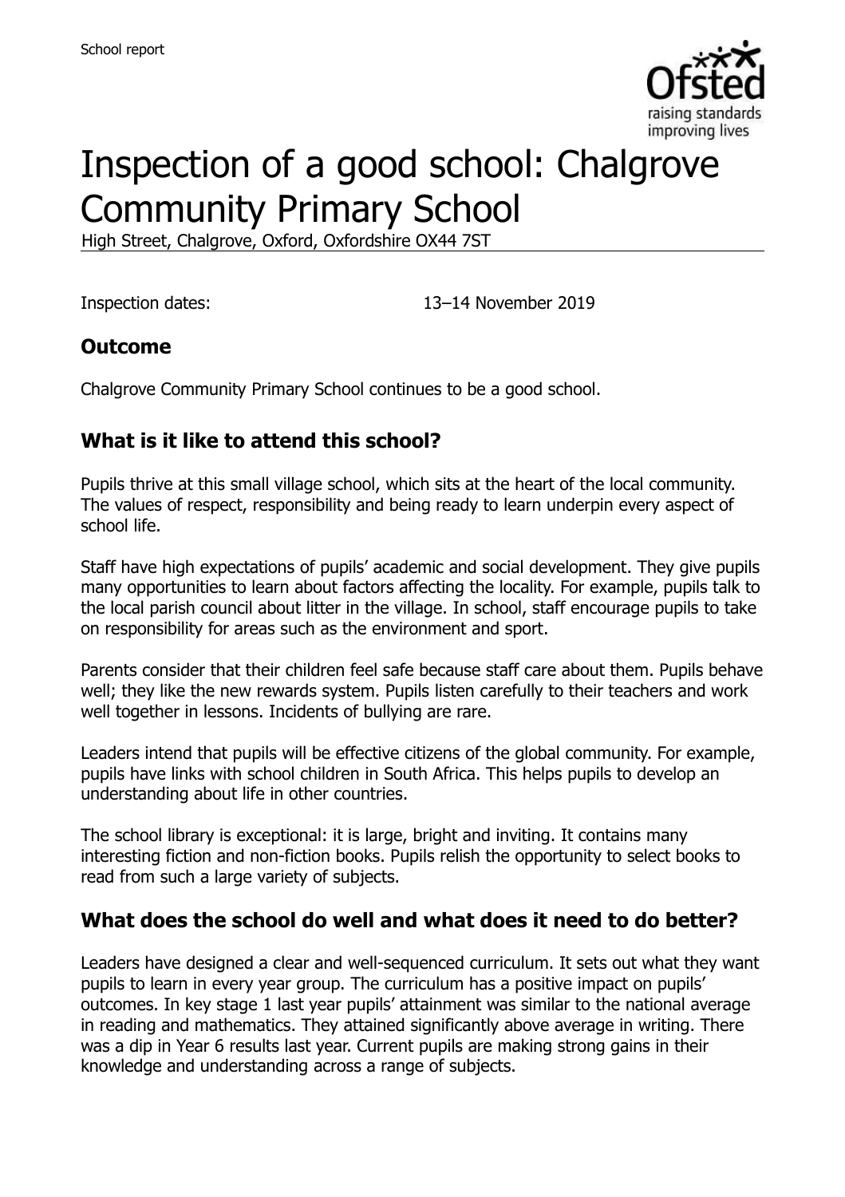# Inspection of a good school: Chalgrove Community Primary School

High Street, Chalgrove, Oxford, Oxfordshire OX44 7ST

Inspection dates: 13–14 November 2019

## Outcome

Chalgrove Community Primary School continues to be a good school.

## What is it like to attend this school?

Pupils thrive at this small village school, which sits at the heart of the local community. The values of respect, responsibility and being ready to learn underpin every aspect of school life.

Staff have high expectations of pupils' academic and social development. They give pupils many opportunities to learn about factors affecting the locality. For example, pupils talk to the local parish council about litter in the village. In school, staff encourage pupils to take on responsibility for areas such as the environment and sport.

Parents consider that their children feel safe because staff care about them. Pupils behave well; they like the new rewards system. Pupils listen carefully to their teachers and work well together in lessons. Incidents of bullying are rare.

Leaders intend that pupils will be effective citizens of the global community. For example, pupils have links with school children in South Africa. This helps pupils to develop an understanding about life in other countries.

The school library is exceptional: it is large, bright and inviting. It contains many interesting fiction and non-fiction books. Pupils relish the opportunity to select books to read from such a large variety of subjects.

## What does the school do well and what does it need to do better?

Leaders have designed a clear and well-sequenced curriculum. It sets out what they want pupils to learn in every year group. The curriculum has a positive impact on pupils' outcomes. In key stage 1 last year pupils' attainment was similar to the national average in reading and mathematics. They attained significantly above average in writing. There was a dip in Year 6 results last year. Current pupils are making strong gains in their knowledge and understanding across a range of subjects.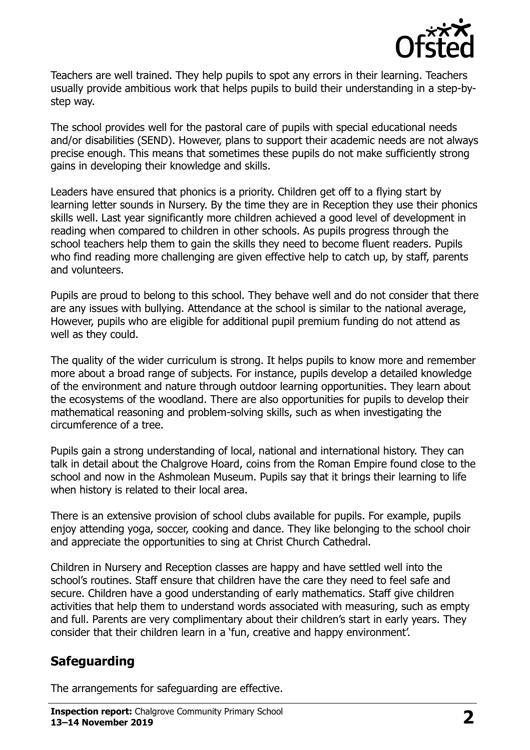Teachers are well trained. They help pupils to spot any errors in their learning. Teachers usually provide ambitious work that helps pupils to build their understanding in a step-by-step way.

The school provides well for the pastoral care of pupils with special educational needs and/or disabilities (SEND). However, plans to support their academic needs are not always precise enough. This means that sometimes these pupils do not make sufficiently strong gains in developing their knowledge and skills.

Leaders have ensured that phonics is a priority. Children get off to a flying start by learning letter sounds in Nursery. By the time they are in Reception they use their phonics skills well. Last year significantly more children achieved a good level of development in reading when compared to children in other schools. As pupils progress through the school teachers help them to gain the skills they need to become fluent readers. Pupils who find reading more challenging are given effective help to catch up, by staff, parents and volunteers.

Pupils are proud to belong to this school. They behave well and do not consider that there are any issues with bullying. Attendance at the school is similar to the national average, However, pupils who are eligible for additional pupil premium funding do not attend as well as they could.

The quality of the wider curriculum is strong. It helps pupils to know more and remember more about a broad range of subjects. For instance, pupils develop a detailed knowledge of the environment and nature through outdoor learning opportunities. They learn about the ecosystems of the woodland. There are also opportunities for pupils to develop their mathematical reasoning and problem-solving skills, such as when investigating the circumference of a tree.

Pupils gain a strong understanding of local, national and international history. They can talk in detail about the Chalgrove Hoard, coins from the Roman Empire found close to the school and now in the Ashmolean Museum. Pupils say that it brings their learning to life when history is related to their local area.

There is an extensive provision of school clubs available for pupils. For example, pupils enjoy attending yoga, soccer, cooking and dance. They like belonging to the school choir and appreciate the opportunities to sing at Christ Church Cathedral.

Children in Nursery and Reception classes are happy and have settled well into the school's routines. Staff ensure that children have the care they need to feel safe and secure. Children have a good understanding of early mathematics. Staff give children activities that help them to understand words associated with measuring, such as empty and full. Parents are very complimentary about their children's start in early years. They consider that their children learn in a 'fun, creative and happy environment'.

## Safeguarding

The arrangements for safeguarding are effective.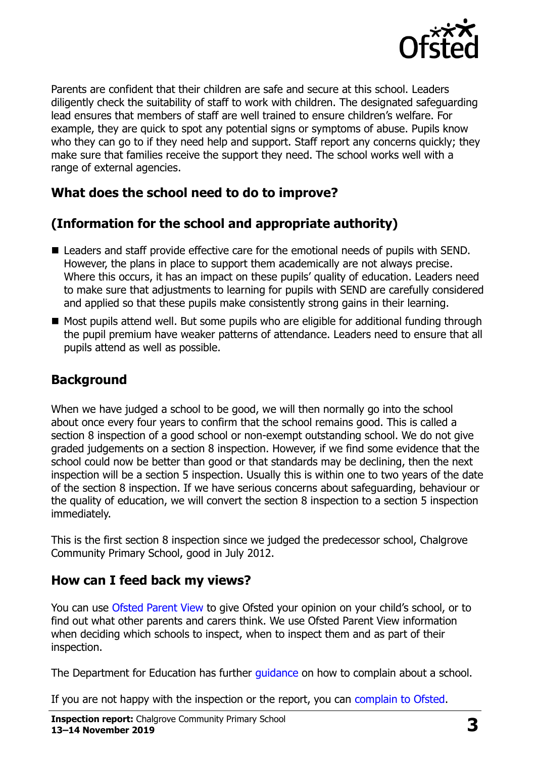Parents are confident that their children are safe and secure at this school. Leaders diligently check the suitability of staff to work with children. The designated safeguarding lead ensures that members of staff are well trained to ensure children's welfare. For example, they are quick to spot any potential signs or symptoms of abuse. Pupils know who they can go to if they need help and support. Staff report any concerns quickly; they make sure that families receive the support they need. The school works well with a range of external agencies.

## What does the school need to do to improve?

## (Information for the school and appropriate authority)

- Leaders and staff provide effective care for the emotional needs of pupils with SEND. However, the plans in place to support them academically are not always precise. Where this occurs, it has an impact on these pupils' quality of education. Leaders need to make sure that adjustments to learning for pupils with SEND are carefully considered and applied so that these pupils make consistently strong gains in their learning.
- Most pupils attend well. But some pupils who are eligible for additional funding through the pupil premium have weaker patterns of attendance. Leaders need to ensure that all pupils attend as well as possible.

## Background

When we have judged a school to be good, we will then normally go into the school about once every four years to confirm that the school remains good. This is called a section 8 inspection of a good school or non-exempt outstanding school. We do not give graded judgements on a section 8 inspection. However, if we find some evidence that the school could now be better than good or that standards may be declining, then the next inspection will be a section 5 inspection. Usually this is within one to two years of the date of the section 8 inspection. If we have serious concerns about safeguarding, behaviour or the quality of education, we will convert the section 8 inspection to a section 5 inspection immediately.

This is the first section 8 inspection since we judged the predecessor school, Chalgrove Community Primary School, good in July 2012.

## How can I feed back my views?

You can use Ofsted Parent View to give Ofsted your opinion on your child's school, or to find out what other parents and carers think. We use Ofsted Parent View information when deciding which schools to inspect, when to inspect them and as part of their inspection.

The Department for Education has further guidance on how to complain about a school.

If you are not happy with the inspection or the report, you can complain to Ofsted.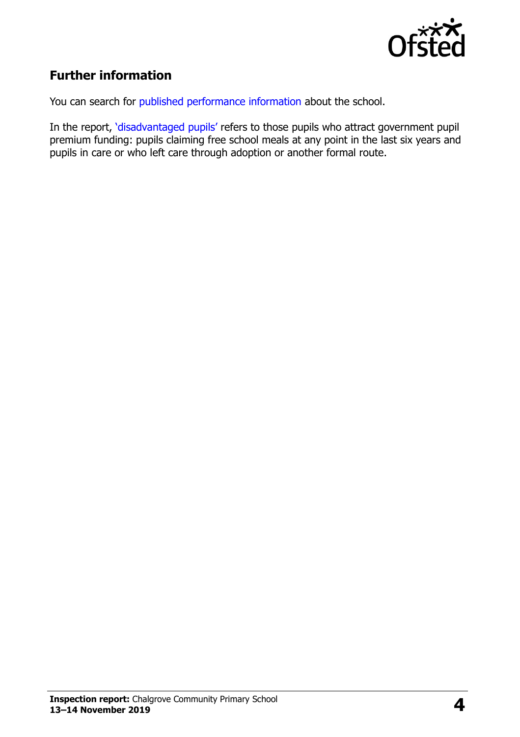## Further information

You can search for published performance information about the school.

In the report, 'disadvantaged pupils' refers to those pupils who attract government pupil premium funding: pupils claiming free school meals at any point in the last six years and pupils in care or who left care through adoption or another formal route.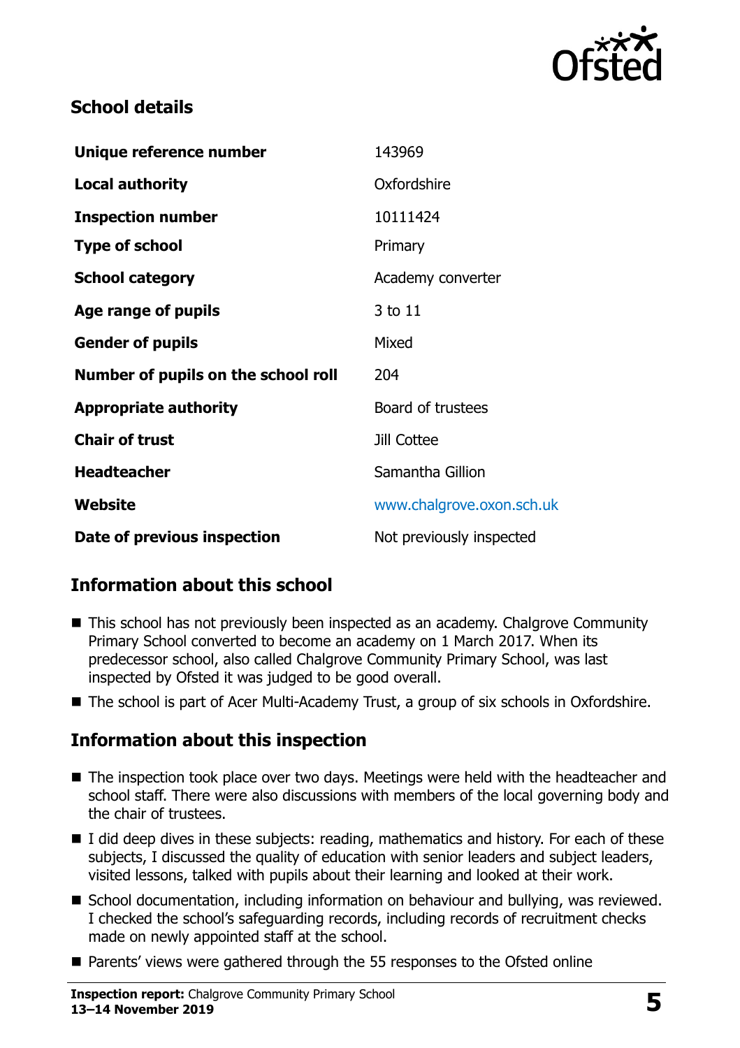## School details

| | |
|---|---|
| **Unique reference number** | 143969 |
| **Local authority** | Oxfordshire |
| **Inspection number** | 10111424 |
| **Type of school** | Primary |
| **School category** | Academy converter |
| **Age range of pupils** | 3 to 11 |
| **Gender of pupils** | Mixed |
| **Number of pupils on the school roll** | 204 |
| **Appropriate authority** | Board of trustees |
| **Chair of trust** | Jill Cottee |
| **Headteacher** | Samantha Gillion |
| **Website** | www.chalgrove.oxon.sch.uk |
| **Date of previous inspection** | Not previously inspected |

## Information about this school

- This school has not previously been inspected as an academy. Chalgrove Community Primary School converted to become an academy on 1 March 2017. When its predecessor school, also called Chalgrove Community Primary School, was last inspected by Ofsted it was judged to be good overall.
- The school is part of Acer Multi-Academy Trust, a group of six schools in Oxfordshire.

## Information about this inspection

- The inspection took place over two days. Meetings were held with the headteacher and school staff. There were also discussions with members of the local governing body and the chair of trustees.
- I did deep dives in these subjects: reading, mathematics and history. For each of these subjects, I discussed the quality of education with senior leaders and subject leaders, visited lessons, talked with pupils about their learning and looked at their work.
- School documentation, including information on behaviour and bullying, was reviewed. I checked the school's safeguarding records, including records of recruitment checks made on newly appointed staff at the school.
- Parents' views were gathered through the 55 responses to the Ofsted online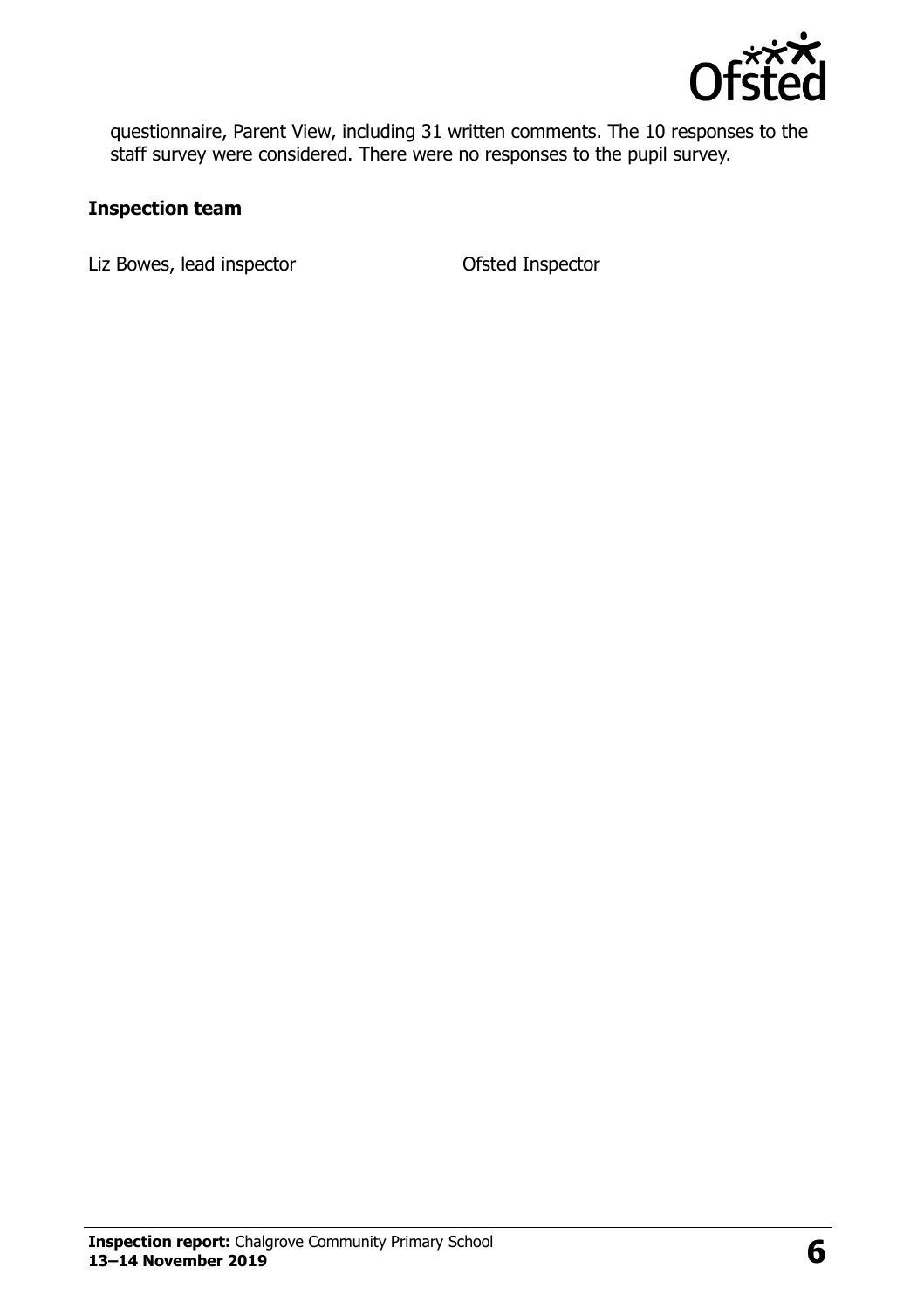questionnaire, Parent View, including 31 written comments. The 10 responses to the staff survey were considered. There were no responses to the pupil survey.

### Inspection team

| | |
|---|---|
| Liz Bowes, lead inspector | Ofsted Inspector |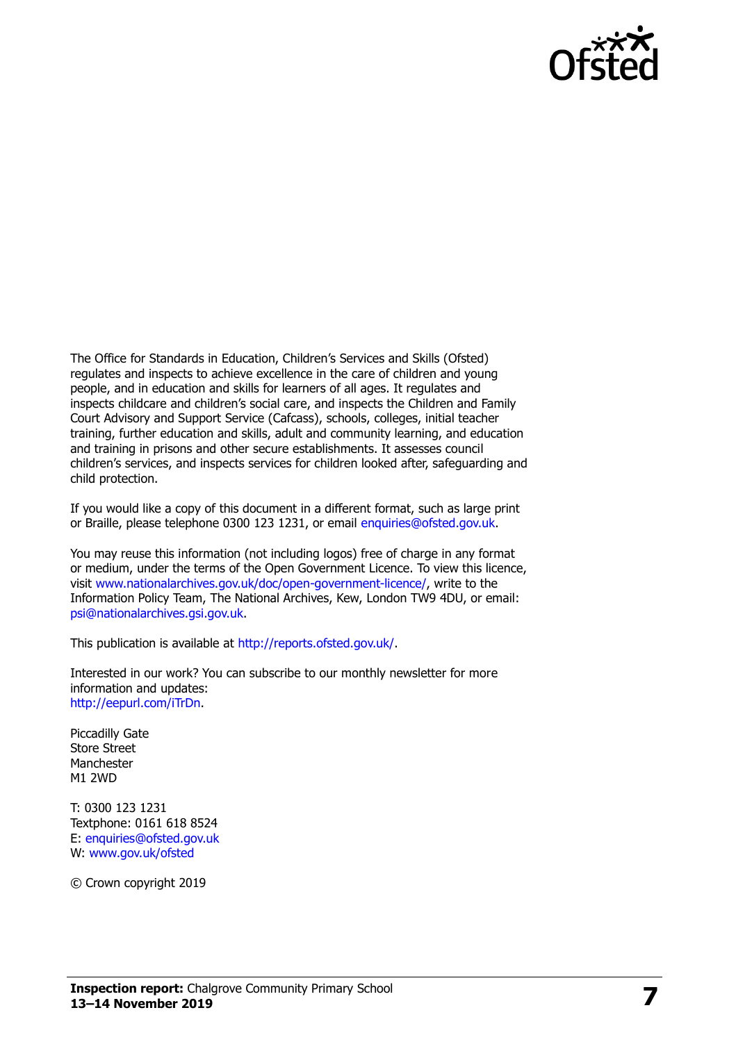The Office for Standards in Education, Children's Services and Skills (Ofsted) regulates and inspects to achieve excellence in the care of children and young people, and in education and skills for learners of all ages. It regulates and inspects childcare and children's social care, and inspects the Children and Family Court Advisory and Support Service (Cafcass), schools, colleges, initial teacher training, further education and skills, adult and community learning, and education and training in prisons and other secure establishments. It assesses council children's services, and inspects services for children looked after, safeguarding and child protection.

If you would like a copy of this document in a different format, such as large print or Braille, please telephone 0300 123 1231, or email enquiries@ofsted.gov.uk.

You may reuse this information (not including logos) free of charge in any format or medium, under the terms of the Open Government Licence. To view this licence, visit www.nationalarchives.gov.uk/doc/open-government-licence/, write to the Information Policy Team, The National Archives, Kew, London TW9 4DU, or email: psi@nationalarchives.gsi.gov.uk.

This publication is available at http://reports.ofsted.gov.uk/.

Interested in our work? You can subscribe to our monthly newsletter for more information and updates:
http://eepurl.com/iTrDn.

Piccadilly Gate
Store Street
Manchester
M1 2WD

T: 0300 123 1231
Textphone: 0161 618 8524
E: enquiries@ofsted.gov.uk
W: www.gov.uk/ofsted

© Crown copyright 2019